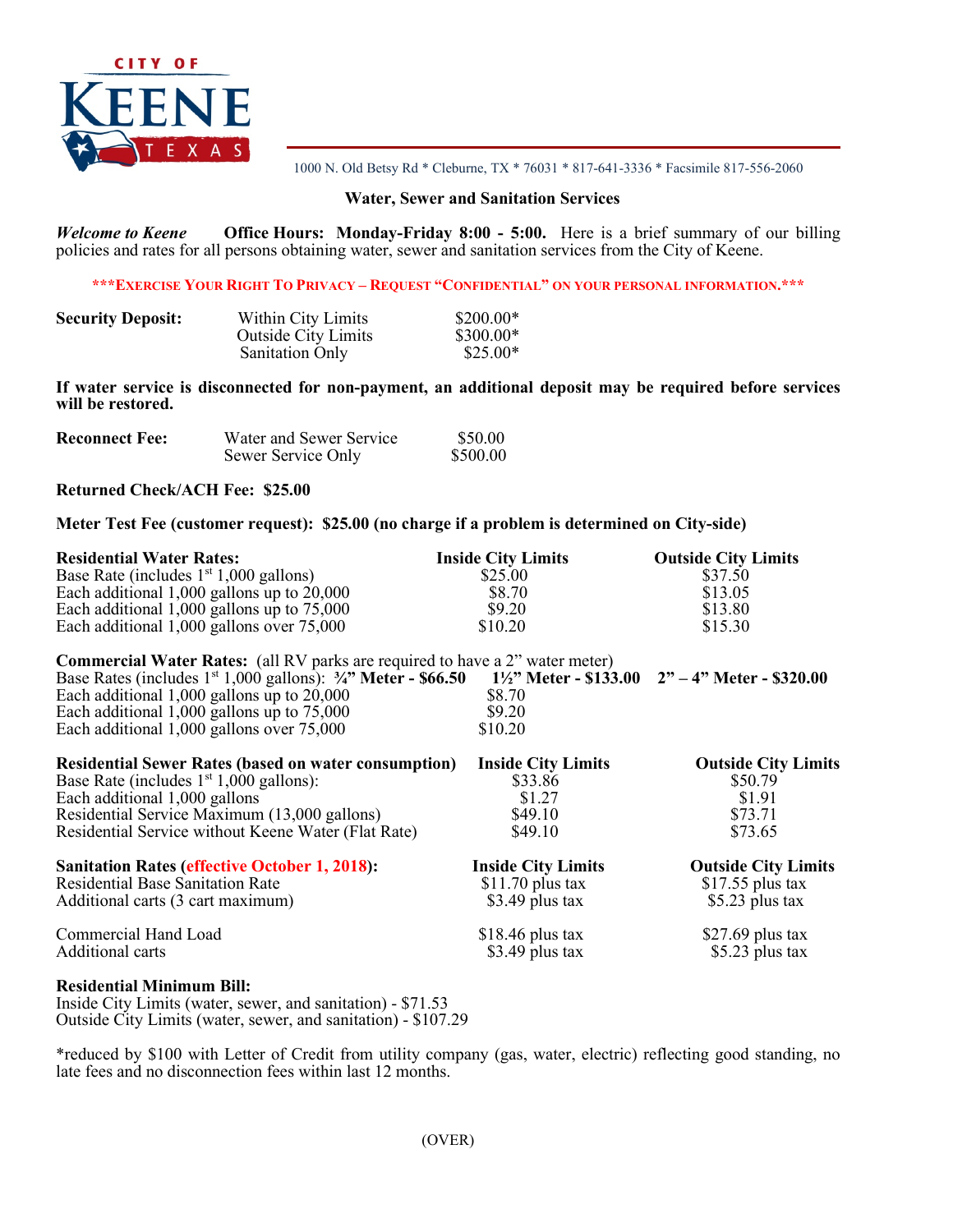CITY OF KEENE TEXAS

1000 N. Old Betsy Rd * Cleburne, TX * 76031 * 817-641-3336 * Facsimile 817-556-2060

## Water, Sewer and Sanitation Services

***Welcome to Keene*** **Office Hours: Monday-Friday 8:00 - 5:00.** Here is a brief summary of our billing policies and rates for all persons obtaining water, sewer and sanitation services from the City of Keene.

**\*\*\*EXERCISE YOUR RIGHT TO PRIVACY – REQUEST "CONFIDENTIAL" ON YOUR PERSONAL INFORMATION.\*\*\***

| **Security Deposit:** | | |
|---|---|---|
| | Within City Limits | $200.00* |
| | Outside City Limits | $300.00* |
| | Sanitation Only | $25.00* |

**If water service is disconnected for non-payment, an additional deposit may be required before services will be restored.**

| **Reconnect Fee:** | | |
|---|---|---|
| | Water and Sewer Service | $50.00 |
| | Sewer Service Only | $500.00 |

**Returned Check/ACH Fee: $25.00**

**Meter Test Fee (customer request): $25.00 (no charge if a problem is determined on City-side)**

| **Residential Water Rates:** | **Inside City Limits** | **Outside City Limits** |
|---|---|---|
| Base Rate (includes 1st 1,000 gallons) | $25.00 | $37.50 |
| Each additional 1,000 gallons up to 20,000 | $8.70 | $13.05 |
| Each additional 1,000 gallons up to 75,000 | $9.20 | $13.80 |
| Each additional 1,000 gallons over 75,000 | $10.20 | $15.30 |

**Commercial Water Rates:** (all RV parks are required to have a 2" water meter)

| Base Rates (includes 1st 1,000 gallons): **¾" Meter - $66.50** | **1½" Meter - $133.00** | **2" – 4" Meter - $320.00** |
|---|---|---|
| Each additional 1,000 gallons up to 20,000 | $8.70 | |
| Each additional 1,000 gallons up to 75,000 | $9.20 | |
| Each additional 1,000 gallons over 75,000 | $10.20 | |

| **Residential Sewer Rates (based on water consumption)** | **Inside City Limits** | **Outside City Limits** |
|---|---|---|
| Base Rate (includes 1st 1,000 gallons): | $33.86 | $50.79 |
| Each additional 1,000 gallons | $1.27 | $1.91 |
| Residential Service Maximum (13,000 gallons) | $49.10 | $73.71 |
| Residential Service without Keene Water (Flat Rate) | $49.10 | $73.65 |

| **Sanitation Rates (effective October 1, 2018):** | **Inside City Limits** | **Outside City Limits** |
|---|---|---|
| Residential Base Sanitation Rate | $11.70 plus tax | $17.55 plus tax |
| Additional carts (3 cart maximum) | $3.49 plus tax | $5.23 plus tax |
| Commercial Hand Load | $18.46 plus tax | $27.69 plus tax |
| Additional carts | $3.49 plus tax | $5.23 plus tax |

**Residential Minimum Bill:**
Inside City Limits (water, sewer, and sanitation) - $71.53
Outside City Limits (water, sewer, and sanitation) - $107.29

*reduced by $100 with Letter of Credit from utility company (gas, water, electric) reflecting good standing, no late fees and no disconnection fees within last 12 months.

(OVER)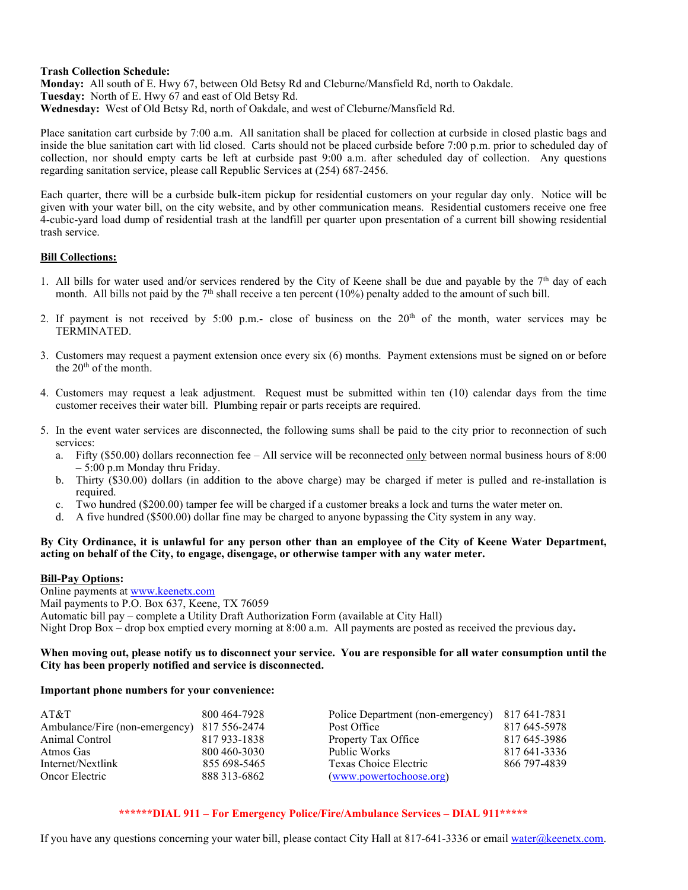**Trash Collection Schedule:**
**Monday:** All south of E. Hwy 67, between Old Betsy Rd and Cleburne/Mansfield Rd, north to Oakdale.
**Tuesday:** North of E. Hwy 67 and east of Old Betsy Rd.
**Wednesday:** West of Old Betsy Rd, north of Oakdale, and west of Cleburne/Mansfield Rd.

Place sanitation cart curbside by 7:00 a.m. All sanitation shall be placed for collection at curbside in closed plastic bags and inside the blue sanitation cart with lid closed. Carts should not be placed curbside before 7:00 p.m. prior to scheduled day of collection, nor should empty carts be left at curbside past 9:00 a.m. after scheduled day of collection. Any questions regarding sanitation service, please call Republic Services at (254) 687-2456.

Each quarter, there will be a curbside bulk-item pickup for residential customers on your regular day only. Notice will be given with your water bill, on the city website, and by other communication means. Residential customers receive one free 4-cubic-yard load dump of residential trash at the landfill per quarter upon presentation of a current bill showing residential trash service.

**Bill Collections:**

1. All bills for water used and/or services rendered by the City of Keene shall be due and payable by the 7th day of each month. All bills not paid by the 7th shall receive a ten percent (10%) penalty added to the amount of such bill.

2. If payment is not received by 5:00 p.m.- close of business on the 20th of the month, water services may be TERMINATED.

3. Customers may request a payment extension once every six (6) months. Payment extensions must be signed on or before the 20th of the month.

4. Customers may request a leak adjustment. Request must be submitted within ten (10) calendar days from the time customer receives their water bill. Plumbing repair or parts receipts are required.

5. In the event water services are disconnected, the following sums shall be paid to the city prior to reconnection of such services:
   a. Fifty ($50.00) dollars reconnection fee – All service will be reconnected only between normal business hours of 8:00 – 5:00 p.m Monday thru Friday.
   b. Thirty ($30.00) dollars (in addition to the above charge) may be charged if meter is pulled and re-installation is required.
   c. Two hundred ($200.00) tamper fee will be charged if a customer breaks a lock and turns the water meter on.
   d. A five hundred ($500.00) dollar fine may be charged to anyone bypassing the City system in any way.

**By City Ordinance, it is unlawful for any person other than an employee of the City of Keene Water Department, acting on behalf of the City, to engage, disengage, or otherwise tamper with any water meter.**

**Bill-Pay Options:**
Online payments at www.keenetx.com
Mail payments to P.O. Box 637, Keene, TX 76059
Automatic bill pay – complete a Utility Draft Authorization Form (available at City Hall)
Night Drop Box – drop box emptied every morning at 8:00 a.m. All payments are posted as received the previous day.

**When moving out, please notify us to disconnect your service. You are responsible for all water consumption until the City has been properly notified and service is disconnected.**

**Important phone numbers for your convenience:**

| | | | |
|---|---|---|---|
| AT&T | 800 464-7928 | Police Department (non-emergency) | 817 641-7831 |
| Ambulance/Fire (non-emergency) | 817 556-2474 | Post Office | 817 645-5978 |
| Animal Control | 817 933-1838 | Property Tax Office | 817 645-3986 |
| Atmos Gas | 800 460-3030 | Public Works | 817 641-3336 |
| Internet/Nextlink | 855 698-5465 | Texas Choice Electric | 866 797-4839 |
| Oncor Electric | 888 313-6862 | (www.powertochoose.org) | |

**\*\*\*\*\*\*DIAL 911 – For Emergency Police/Fire/Ambulance Services – DIAL 911\*\*\*\*\***

If you have any questions concerning your water bill, please contact City Hall at 817-641-3336 or email water@keenetx.com.